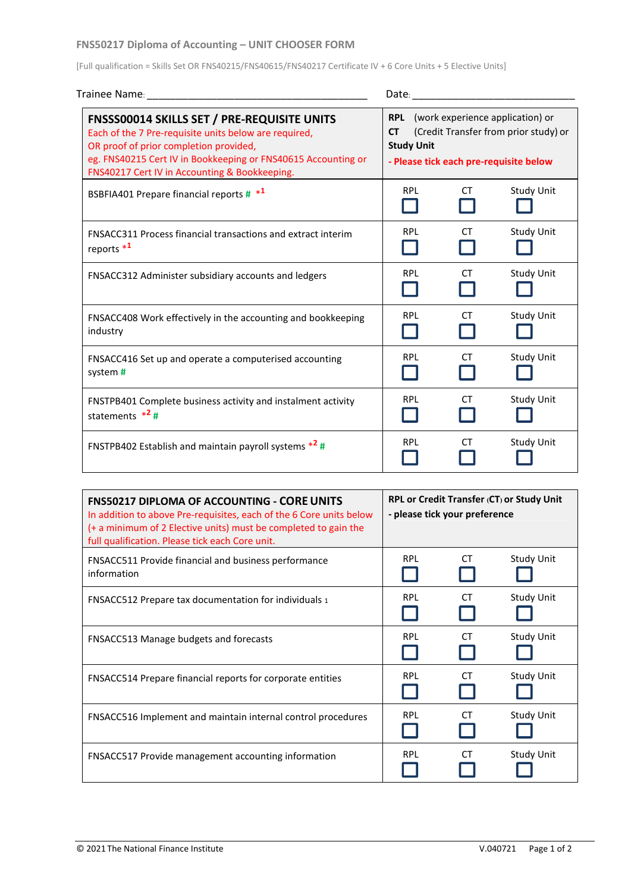# FNS50217 Diploma of Accounting – UNIT CHOOSER FORM

[Full qualification = Skills Set OR FNS40215/FNS40615/FNS40217 Certificate IV + 6 Core Units + 5 Elective Units]

Trainee Name: ________________________________________ Date: ____________________________

| **FNSSS00014 SKILLS SET / PRE-REQUISITE UNITS**<br>Each of the 7 Pre-requisite units below are required,<br>OR proof of prior completion provided,<br>eg. FNS40215 Cert IV in Bookkeeping or FNS40615 Accounting or FNS40217 Cert IV in Accounting & Bookkeeping. | **RPL** (work experience application) or<br>**CT** (Credit Transfer from prior study) or<br>**Study Unit**<br>**- Please tick each pre-requisite below** | | |
|---|---|---|---|
| BSBFIA401 Prepare financial reports # *[1] | RPL ☐ | CT ☐ | Study Unit ☐ |
| FNSACC311 Process financial transactions and extract interim reports *[1] | RPL ☐ | CT ☐ | Study Unit ☐ |
| FNSACC312 Administer subsidiary accounts and ledgers | RPL ☐ | CT ☐ | Study Unit ☐ |
| FNSACC408 Work effectively in the accounting and bookkeeping industry | RPL ☐ | CT ☐ | Study Unit ☐ |
| FNSACC416 Set up and operate a computerised accounting system # | RPL ☐ | CT ☐ | Study Unit ☐ |
| FNSTPB401 Complete business activity and instalment activity statements *[2] # | RPL ☐ | CT ☐ | Study Unit ☐ |
| FNSTPB402 Establish and maintain payroll systems *[2] # | RPL ☐ | CT ☐ | Study Unit ☐ |

| **FNS50217 DIPLOMA OF ACCOUNTING - CORE UNITS**<br>In addition to above Pre-requisites, each of the 6 Core units below (+ a minimum of 2 Elective units) must be completed to gain the full qualification. Please tick each Core unit. | **RPL or Credit Transfer (CT) or Study Unit**<br>**- please tick your preference** | | |
|---|---|---|---|
| FNSACC511 Provide financial and business performance information | RPL ☐ | CT ☐ | Study Unit ☐ |
| FNSACC512 Prepare tax documentation for individuals [1] | RPL ☐ | CT ☐ | Study Unit ☐ |
| FNSACC513 Manage budgets and forecasts | RPL ☐ | CT ☐ | Study Unit ☐ |
| FNSACC514 Prepare financial reports for corporate entities | RPL ☐ | CT ☐ | Study Unit ☐ |
| FNSACC516 Implement and maintain internal control procedures | RPL ☐ | CT ☐ | Study Unit ☐ |
| FNSACC517 Provide management accounting information | RPL ☐ | CT ☐ | Study Unit ☐ |

© 2021 The National Finance Institute V.040721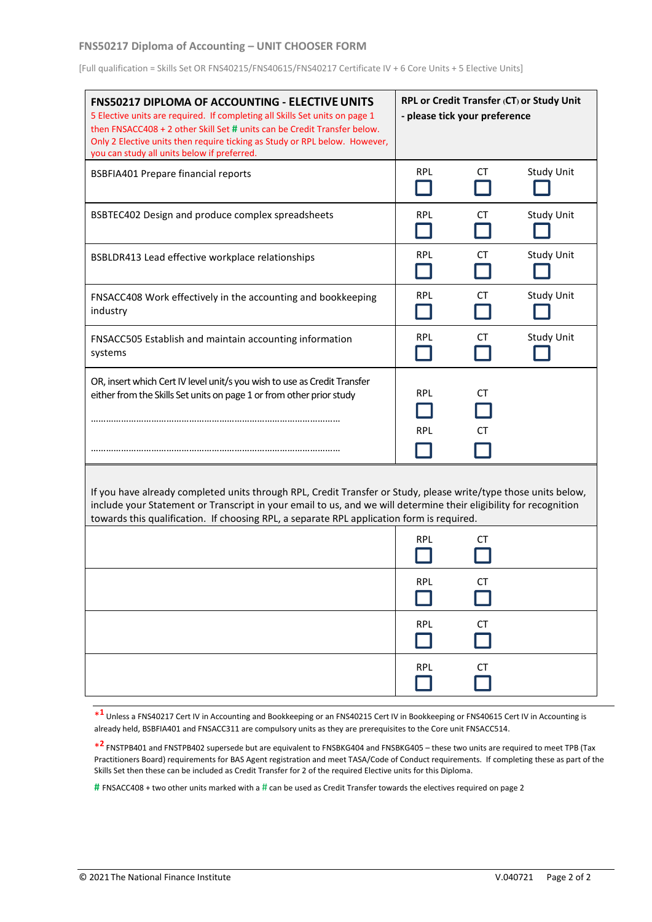## FNS50217 Diploma of Accounting – UNIT CHOOSER FORM

[Full qualification = Skills Set OR FNS40215/FNS40615/FNS40217 Certificate IV + 6 Core Units + 5 Elective Units]

| **FNS50217 DIPLOMA OF ACCOUNTING - ELECTIVE UNITS**<br>5 Elective units are required. If completing all Skills Set units on page 1 then FNSACC408 + 2 other Skill Set # units can be Credit Transfer below. Only 2 Elective units then require ticking as Study or RPL below. However, you can study all units below if preferred. | **RPL or Credit Transfer (CT) or Study Unit - please tick your preference** | | |
|---|---|---|---|
| BSBFIA401 Prepare financial reports | RPL ☐ | CT ☐ | Study Unit ☐ |
| BSBTEC402 Design and produce complex spreadsheets | RPL ☐ | CT ☐ | Study Unit ☐ |
| BSBLDR413 Lead effective workplace relationships | RPL ☐ | CT ☐ | Study Unit ☐ |
| FNSACC408 Work effectively in the accounting and bookkeeping industry | RPL ☐ | CT ☐ | Study Unit ☐ |
| FNSACC505 Establish and maintain accounting information systems | RPL ☐ | CT ☐ | Study Unit ☐ |
| OR, insert which Cert IV level unit/s you wish to use as Credit Transfer either from the Skills Set units on page 1 or from other prior study<br>……………………………………………………………………………………<br>…………………………………………………………………………………… | RPL ☐<br>RPL ☐ | CT ☐<br>CT ☐ | |
| If you have already completed units through RPL, Credit Transfer or Study, please write/type those units below, include your Statement or Transcript in your email to us, and we will determine their eligibility for recognition towards this qualification. If choosing RPL, a separate RPL application form is required. | | | |
| | RPL ☐ | CT ☐ | |
| | RPL ☐ | CT ☐ | |
| | RPL ☐ | CT ☐ | |
| | RPL ☐ | CT ☐ | |

*[1] Unless a FNS40217 Cert IV in Accounting and Bookkeeping or an FNS40215 Cert IV in Bookkeeping or FNS40615 Cert IV in Accounting is already held, BSBFIA401 and FNSACC311 are compulsory units as they are prerequisites to the Core unit FNSACC514.

*[2] FNSTPB401 and FNSTPB402 supersede but are equivalent to FNSBKG404 and FNSBKG405 – these two units are required to meet TPB (Tax Practitioners Board) requirements for BAS Agent registration and meet TASA/Code of Conduct requirements. If completing these as part of the Skills Set then these can be included as Credit Transfer for 2 of the required Elective units for this Diploma.

# FNSACC408 + two other units marked with a # can be used as Credit Transfer towards the electives required on page 2

© 2021 The National Finance Institute V.040721